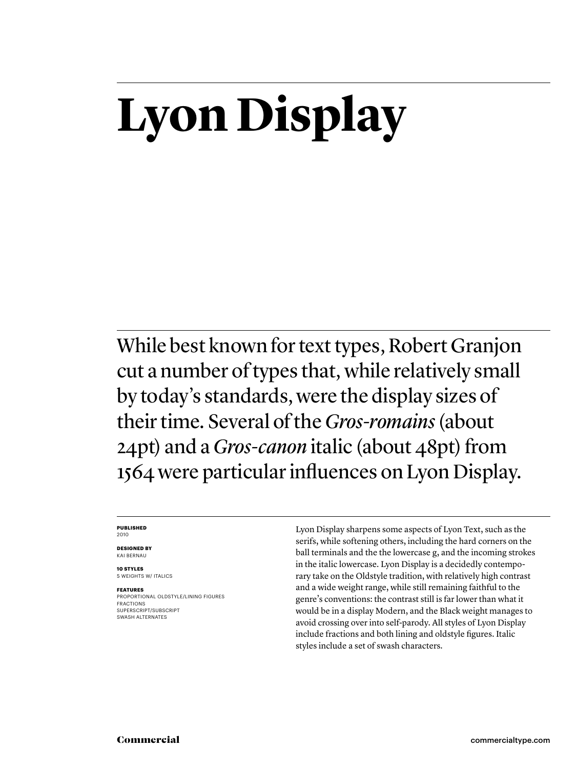# Lyon Display

While best known for text types, Robert Granjon cut a number of types that, while relatively small by today's standards, were the display sizes of their time. Several of the *Gros-romains* (about 24pt) and a *Gros-canon* italic (about 48pt) from 1564 were particular influences on Lyon Display.

**PUBLISHED**
2010

**DESIGNED BY**
KAI BERNAU

**10 STYLES**
5 WEIGHTS W/ ITALICS

**FEATURES**
PROPORTIONAL OLDSTYLE/LINING FIGURES
FRACTIONS
SUPERSCRIPT/SUBSCRIPT
SWASH ALTERNATES

Lyon Display sharpens some aspects of Lyon Text, such as the serifs, while softening others, including the hard corners on the ball terminals and the the lowercase g, and the incoming strokes in the italic lowercase. Lyon Display is a decidedly contemporary take on the Oldstyle tradition, with relatively high contrast and a wide weight range, while still remaining faithful to the genre's conventions: the contrast still is far lower than what it would be in a display Modern, and the Black weight manages to avoid crossing over into self-parody. All styles of Lyon Display include fractions and both lining and oldstyle figures. Italic styles include a set of swash characters.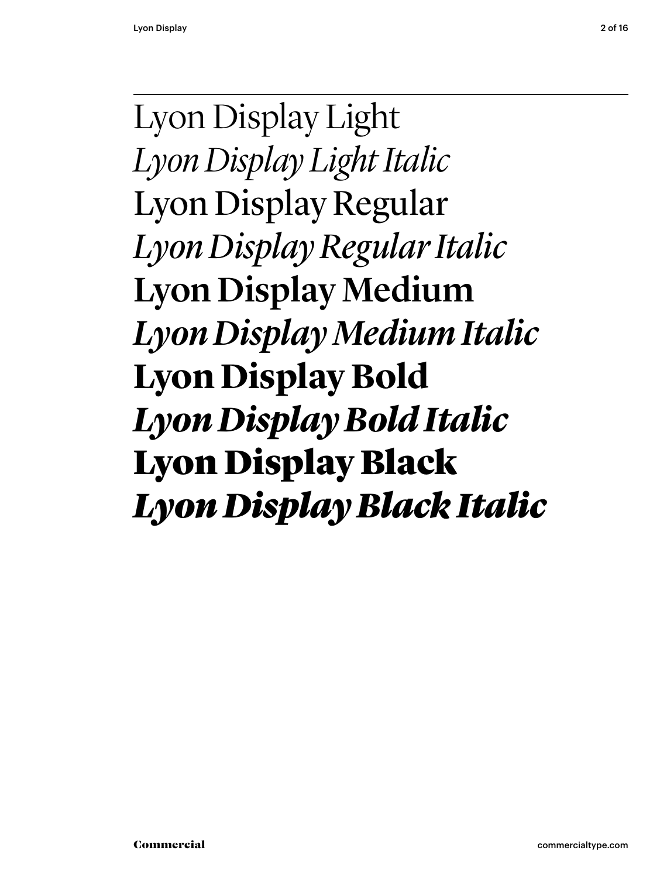Lyon Display Light

*Lyon Display Light Italic*

Lyon Display Regular

*Lyon Display Regular Italic*

**Lyon Display Medium**

***Lyon Display Medium Italic***

**Lyon Display Bold**

***Lyon Display Bold Italic***

**Lyon Display Black**

***Lyon Display Black Italic***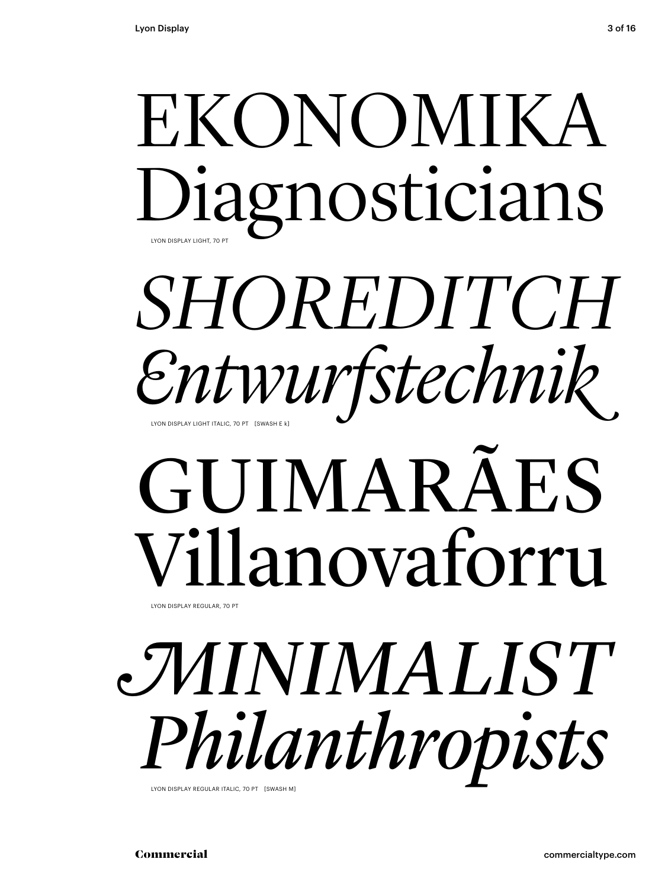EKONOMIKA
Diagnosticians

LYON DISPLAY LIGHT, 70 PT

*SHOREDITCH*
*Entwurfstechnik*

LYON DISPLAY LIGHT ITALIC, 70 PT [SWASH E k]

GUIMARÃES
Villanovaforru

LYON DISPLAY REGULAR, 70 PT

*MINIMALIST*
*Philanthropists*

LYON DISPLAY REGULAR ITALIC, 70 PT [SWASH M]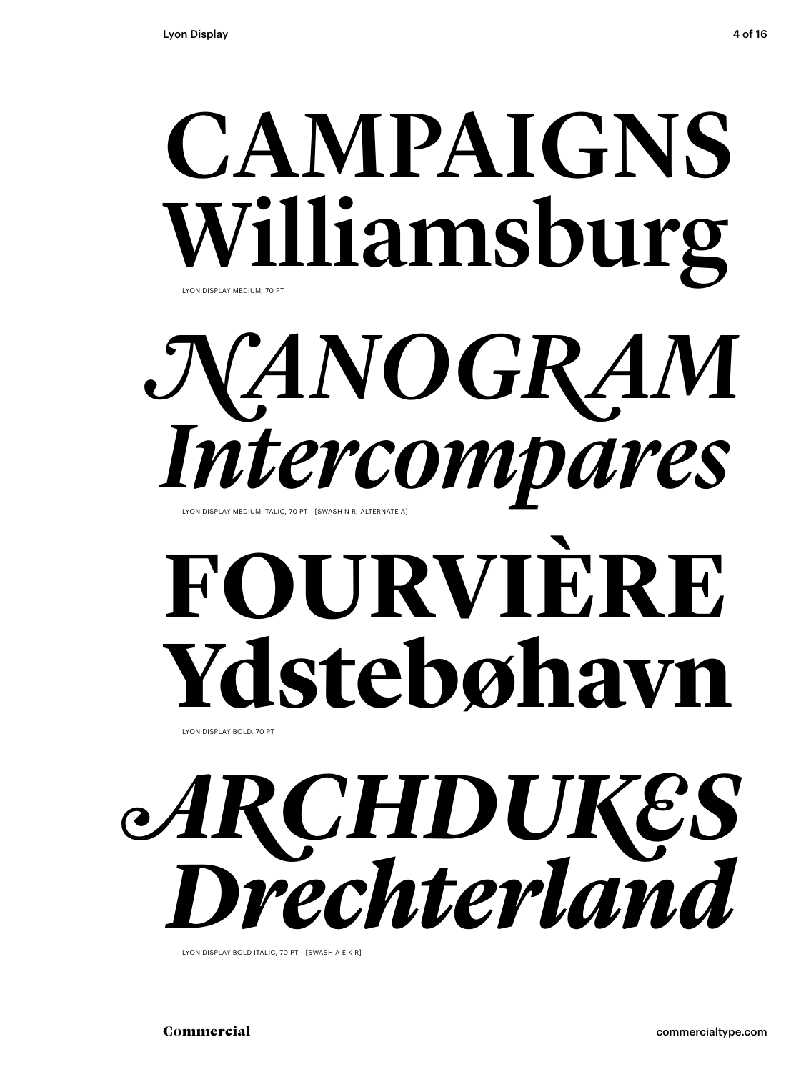CAMPAIGNS
Williamsburg

LYON DISPLAY MEDIUM, 70 PT

*NANOGRAM*
*Intercompares*

LYON DISPLAY MEDIUM ITALIC, 70 PT [SWASH N R, ALTERNATE A]

**FOURVIÈRE**
**Ydstebøhavn**

LYON DISPLAY BOLD, 70 PT

***ARCHDUKES***
***Drechterland***

LYON DISPLAY BOLD ITALIC, 70 PT [SWASH A E K R]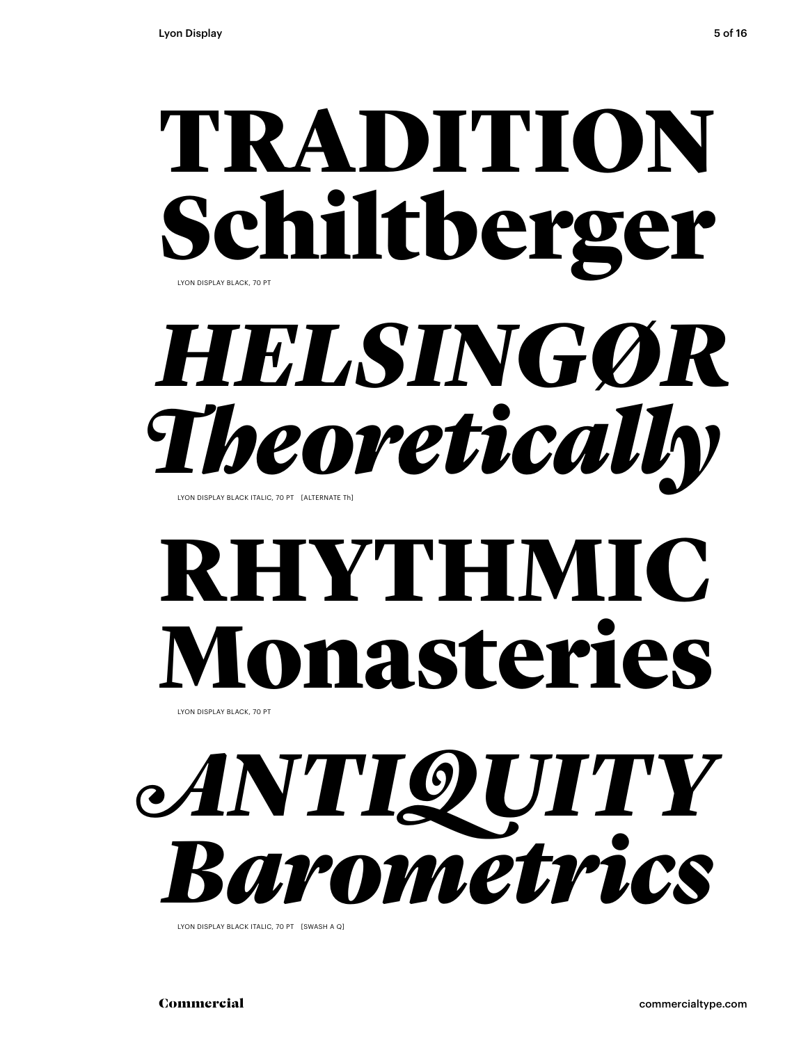# TRADITION Schiltberger

LYON DISPLAY BLACK, 70 PT

# *HELSINGØR Theoretically*

LYON DISPLAY BLACK ITALIC, 70 PT [ALTERNATE Th]

# RHYTHMIC Monasteries

LYON DISPLAY BLACK, 70 PT

# *ANTIQUITY Barometrics*

LYON DISPLAY BLACK ITALIC, 70 PT [SWASH A Q]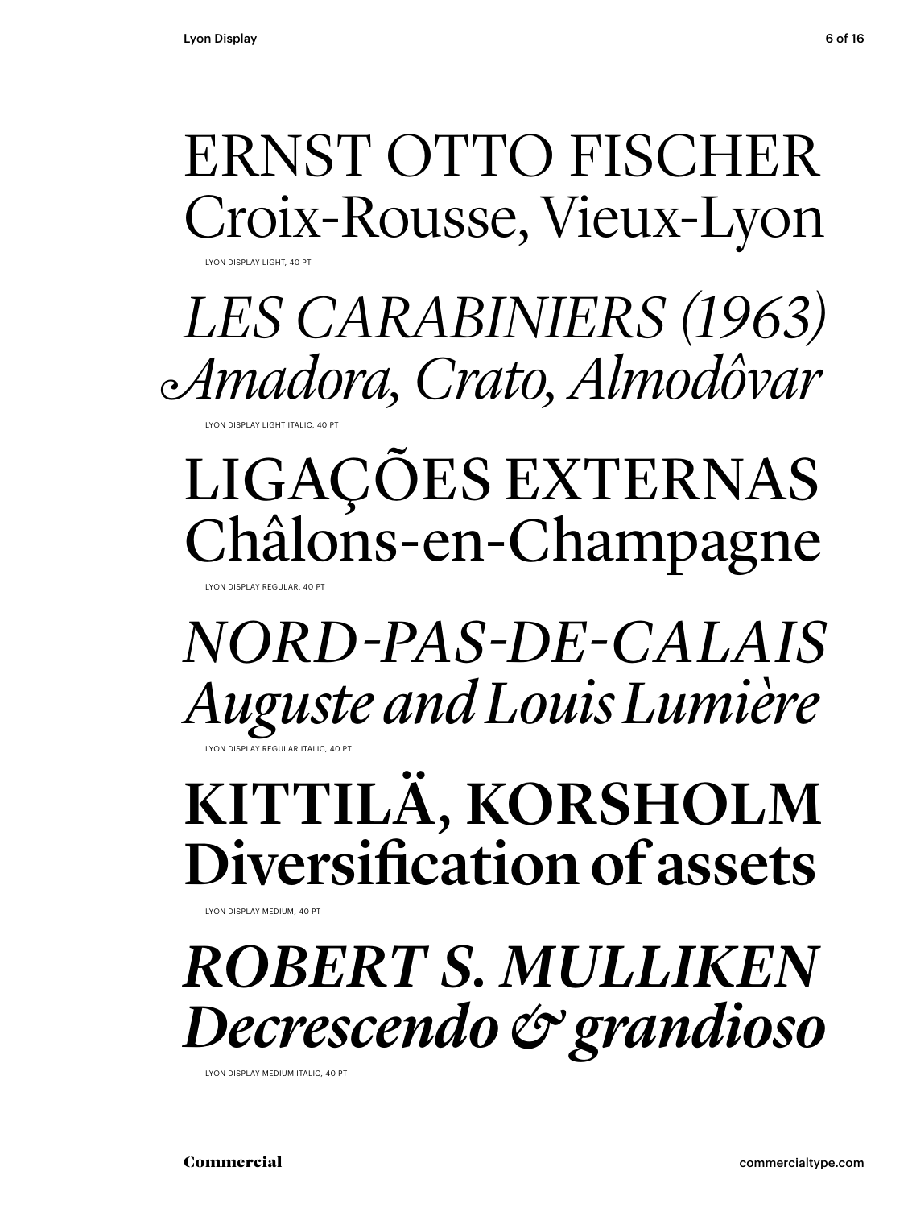ERNST OTTO FISCHER
Croix-Rousse, Vieux-Lyon

LYON DISPLAY LIGHT, 40 PT

*LES CARABINIERS (1963)*
*Amadora, Crato, Almodôvar*

LYON DISPLAY LIGHT ITALIC, 40 PT

LIGAÇÕES EXTERNAS
Châlons-en-Champagne

LYON DISPLAY REGULAR, 40 PT

*NORD-PAS-DE-CALAIS*
*Auguste and Louis Lumière*

LYON DISPLAY REGULAR ITALIC, 40 PT

**KITTILÄ, KORSHOLM**
**Diversification of assets**

LYON DISPLAY MEDIUM, 40 PT

***ROBERT S. MULLIKEN***
***Decrescendo & grandioso***

LYON DISPLAY MEDIUM ITALIC, 40 PT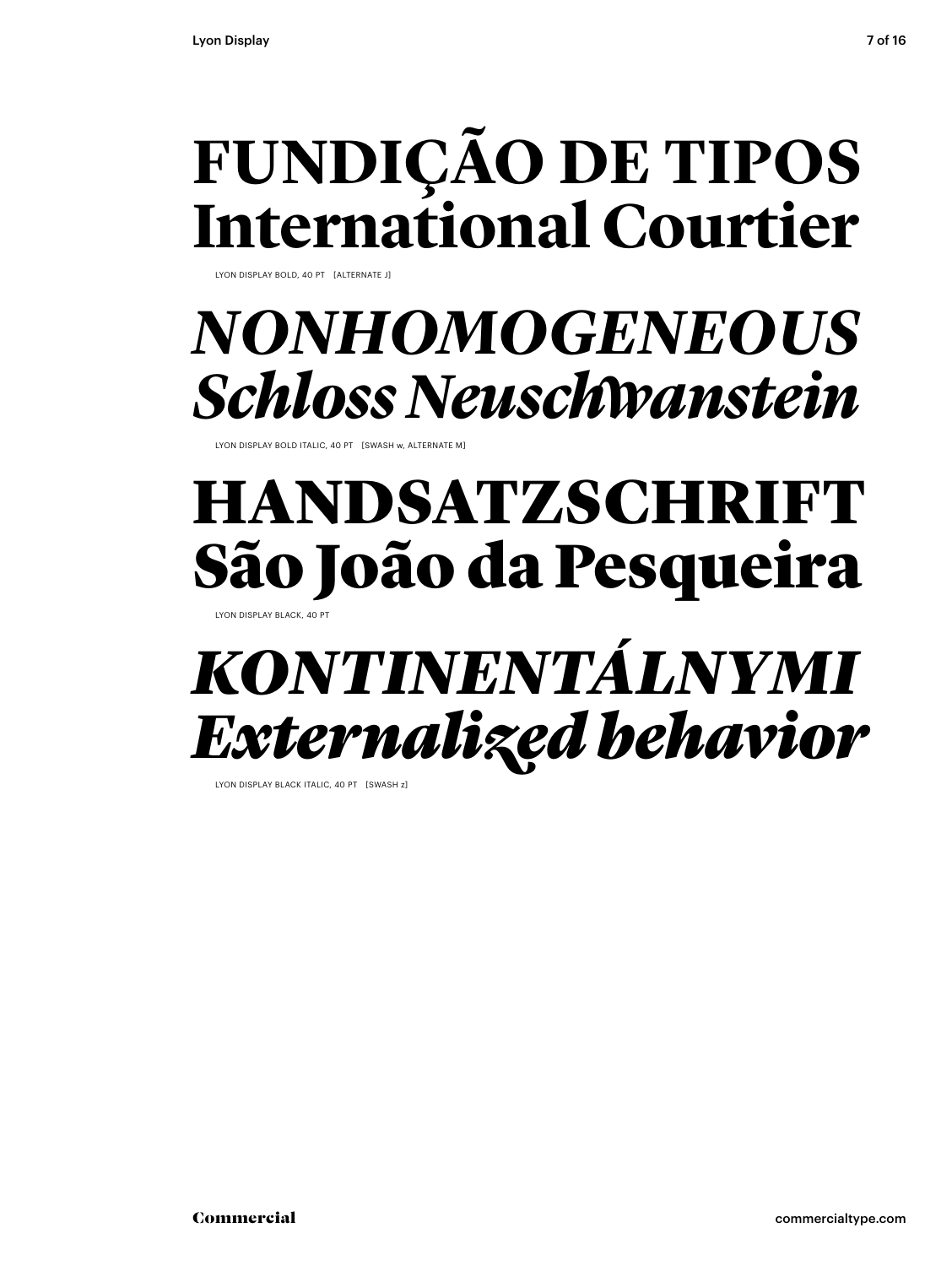**FUNDIÇÃO DE TIPOS**
**International Courtier**

LYON DISPLAY BOLD, 40 PT [ALTERNATE J]

***NONHOMOGENEOUS***
***Schloss Neuschwanstein***

LYON DISPLAY BOLD ITALIC, 40 PT [SWASH w, ALTERNATE M]

**HANDSATZSCHRIFT**
**São João da Pesqueira**

LYON DISPLAY BLACK, 40 PT

***KONTINENTÁLNYMI***
***Externalized behavior***

LYON DISPLAY BLACK ITALIC, 40 PT [SWASH z]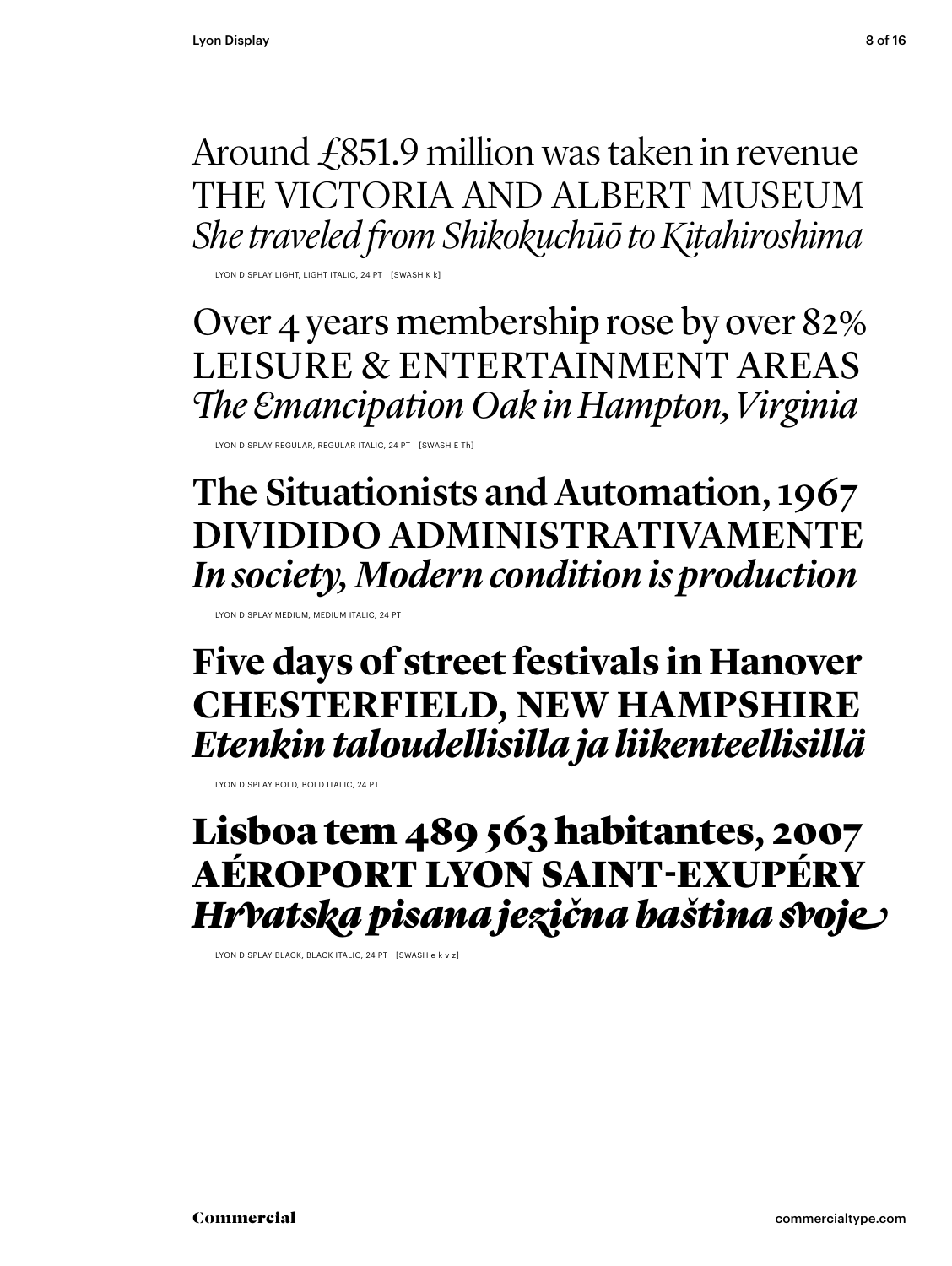Around £851.9 million was taken in revenue
THE VICTORIA AND ALBERT MUSEUM
*She traveled from Shikokuchūō to Kitahiroshima*

LYON DISPLAY LIGHT, LIGHT ITALIC, 24 PT [SWASH K k]

Over 4 years membership rose by over 82%
LEISURE & ENTERTAINMENT AREAS
*The Emancipation Oak in Hampton, Virginia*

LYON DISPLAY REGULAR, REGULAR ITALIC, 24 PT [SWASH E Th]

**The Situationists and Automation, 1967**
**DIVIDIDO ADMINISTRATIVAMENTE**
***In society, Modern condition is production***

LYON DISPLAY MEDIUM, MEDIUM ITALIC, 24 PT

**Five days of street festivals in Hanover**
**CHESTERFIELD, NEW HAMPSHIRE**
***Etenkin taloudellisilla ja liikenteellisillä***

LYON DISPLAY BOLD, BOLD ITALIC, 24 PT

**Lisboa tem 489 563 habitantes, 2007**
**AÉROPORT LYON SAINT-EXUPÉRY**
***Hrvatska pisana jezična baština svoje***

LYON DISPLAY BLACK, BLACK ITALIC, 24 PT [SWASH e k v z]

Commercial

commercialtype.com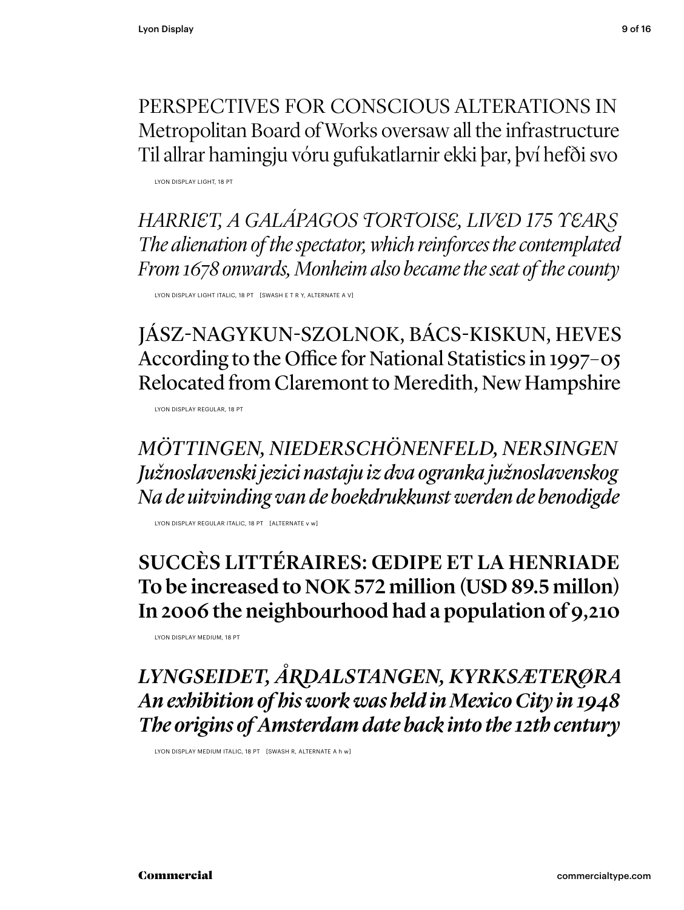PERSPECTIVES FOR CONSCIOUS ALTERATIONS IN
Metropolitan Board of Works oversaw all the infrastructure
Til allrar hamingju vóru gufukatlarnir ekki þar, því hefði svo

LYON DISPLAY LIGHT, 18 PT

*HARRIET, A GALÁPAGOS TORTOISE, LIVED 175 YEARS*
*The alienation of the spectator, which reinforces the contemplated*
*From 1678 onwards, Monheim also became the seat of the county*

LYON DISPLAY LIGHT ITALIC, 18 PT [SWASH E T R Y, ALTERNATE A V]

JÁSZ-NAGYKUN-SZOLNOK, BÁCS-KISKUN, HEVES
According to the Office for National Statistics in 1997–05
Relocated from Claremont to Meredith, New Hampshire

LYON DISPLAY REGULAR, 18 PT

*MÖTTINGEN, NIEDERSCHÖNENFELD, NERSINGEN*
*Južnoslavenski jezici nastaju iz dva ogranka južnoslavenskog*
*Na de uitvinding van de boekdrukkunst werden de benodigde*

LYON DISPLAY REGULAR ITALIC, 18 PT [ALTERNATE v w]

**SUCCÈS LITTÉRAIRES: ŒDIPE ET LA HENRIADE**
**To be increased to NOK 572 million (USD 89.5 millon)**
**In 2006 the neighbourhood had a population of 9,210**

LYON DISPLAY MEDIUM, 18 PT

***LYNGSEIDET, ÅRDALSTANGEN, KYRKSÆTERØRA***
***An exhibition of his work was held in Mexico City in 1948***
***The origins of Amsterdam date back into the 12th century***

LYON DISPLAY MEDIUM ITALIC, 18 PT [SWASH R, ALTERNATE A h w]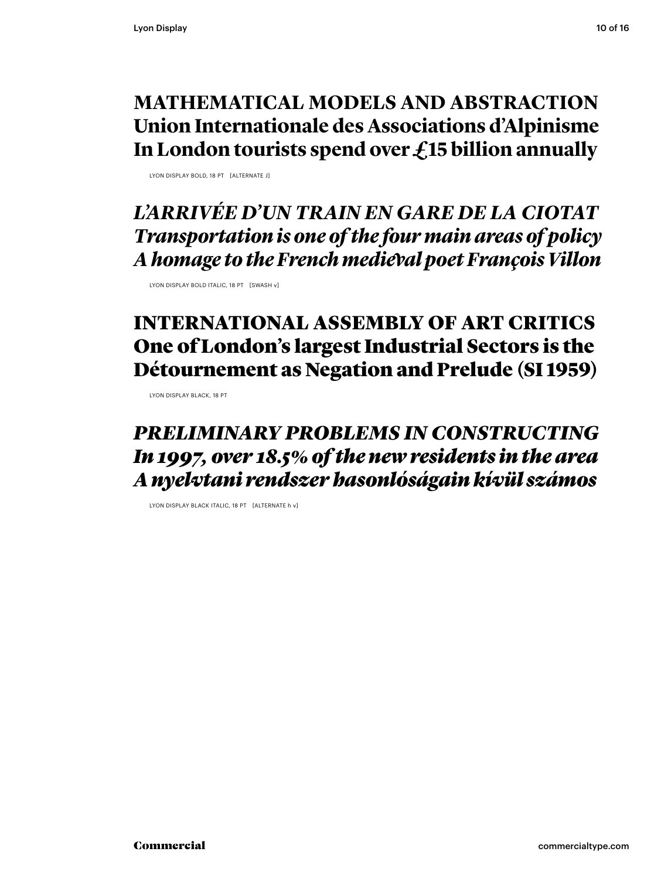**MATHEMATICAL MODELS AND ABSTRACTION**
**Union Internationale des Associations d'Alpinisme**
**In London tourists spend over £15 billion annually**

LYON DISPLAY BOLD, 18 PT [ALTERNATE J]

***L'ARRIVÉE D'UN TRAIN EN GARE DE LA CIOTAT***
***Transportation is one of the four main areas of policy***
***A homage to the French medieval poet François Villon***

LYON DISPLAY BOLD ITALIC, 18 PT [SWASH v]

**INTERNATIONAL ASSEMBLY OF ART CRITICS**
**One of London's largest Industrial Sectors is the**
**Détournement as Negation and Prelude (SI 1959)**

LYON DISPLAY BLACK, 18 PT

***PRELIMINARY PROBLEMS IN CONSTRUCTING***
***In 1997, over 18.5% of the new residents in the area***
***A nyelvtani rendszer hasonlóságain kívül számos***

LYON DISPLAY BLACK ITALIC, 18 PT [ALTERNATE h v]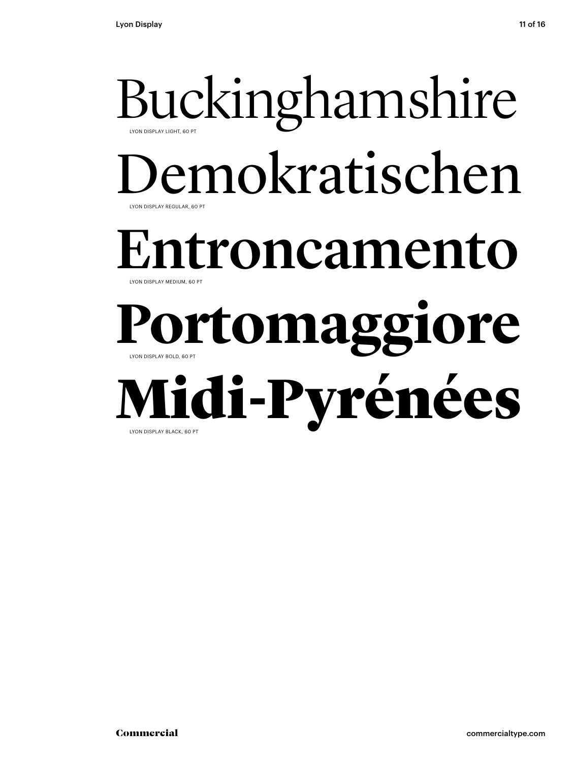Buckinghamshire

LYON DISPLAY LIGHT, 60 PT

Demokratischen

LYON DISPLAY REGULAR, 60 PT

Entroncamento

LYON DISPLAY MEDIUM, 60 PT

**Portomaggiore**

LYON DISPLAY BOLD, 60 PT

**Midi-Pyrénées**

LYON DISPLAY BLACK, 60 PT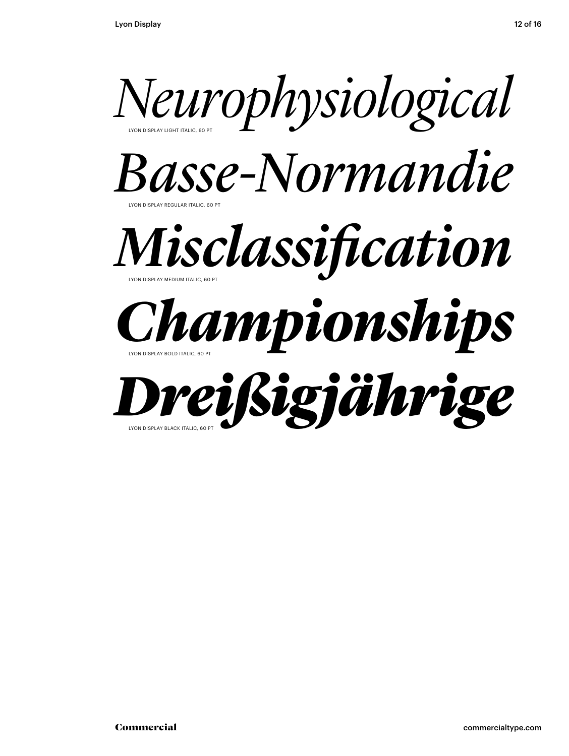*Neurophysiological*

LYON DISPLAY LIGHT ITALIC, 60 PT

*Basse-Normandie*

LYON DISPLAY REGULAR ITALIC, 60 PT

***Misclassification***

LYON DISPLAY MEDIUM ITALIC, 60 PT

***Championships***

LYON DISPLAY BOLD ITALIC, 60 PT

***Dreißigjährige***

LYON DISPLAY BLACK ITALIC, 60 PT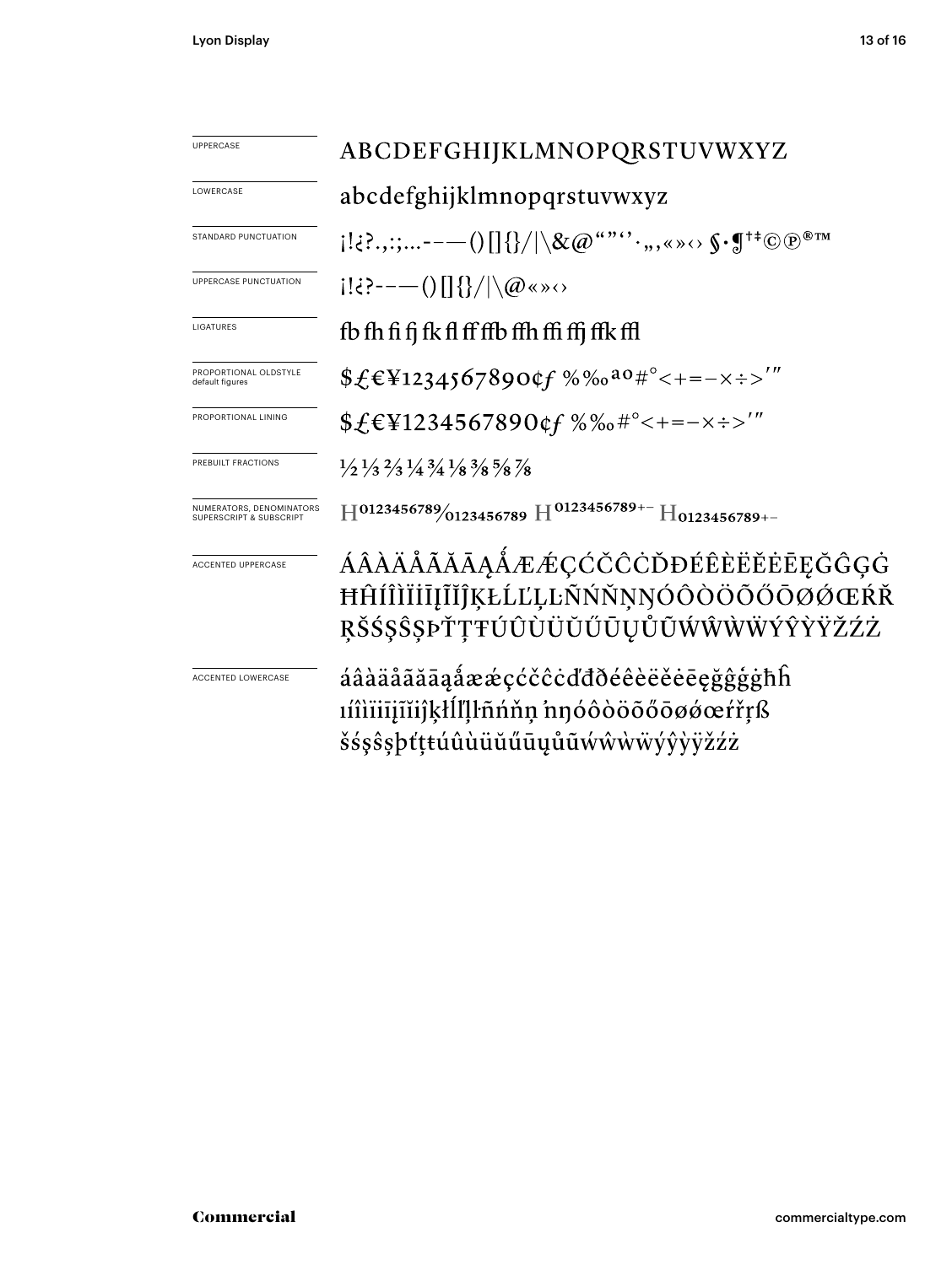UPPERCASE
ABCDEFGHIJKLMNOPQRSTUVWXYZ

LOWERCASE
abcdefghijklmnopqrstuvwxyz

STANDARD PUNCTUATION
¡!¿?.,:;…-–—()[]{}/|\&@“”‘’·„‚«»‹› §•¶†‡©℗®™

UPPERCASE PUNCTUATION
¡!¿?-–—()[]{}/|\@«»‹›

LIGATURES
fb fh fi fj fk fl ff ffb ffh ffi ffj ffk ffl

PROPORTIONAL OLDSTYLE
default figures
$£€¥1234567890¢ƒ %‰ªº#°<+=−×÷>′″

PROPORTIONAL LINING
$£€¥1234567890¢ƒ %‰#°<+=−×÷>′″

PREBUILT FRACTIONS
½ ⅓ ⅔ ¼ ¾ ⅛ ⅜ ⅝ ⅞

NUMERATORS, DENOMINATORS
SUPERSCRIPT & SUBSCRIPT
$H^{0123456789}/_{0123456789}$ $H^{0123456789+-}$ $H_{0123456789+-}$

ACCENTED UPPERCASE
ÁÂÀÄÅÃĂĀĄǺÆǼÇĆČĈĊĎĐÉÊÈËĚĖĒĘĞĜĢĠ
ĦĤÍÎÌÏİĪĮĨĬĴĶŁĹĽĻĿÑŃŇŅŊÓÔÒÖÕŐŌØǾŒŔŘ
ŖŠŚŞŜȘÞŤŢŦÚÛÙÜŬŰŪŲŮŨẂŴẀẄÝŶỲŸŽŹŻ

ACCENTED LOWERCASE
áâàäåãăāąǻæǽçćčĉċďđðéêèëěėēęğĝģġħĥ
ıíîìïiīįĩĭĵķłĺľļŀñńňņŉŋóôòöõőōøǿœŕřŗß
šśşŝșþťţŧúûùüŭűūųůũẃŵẁẅýŷỳÿžźż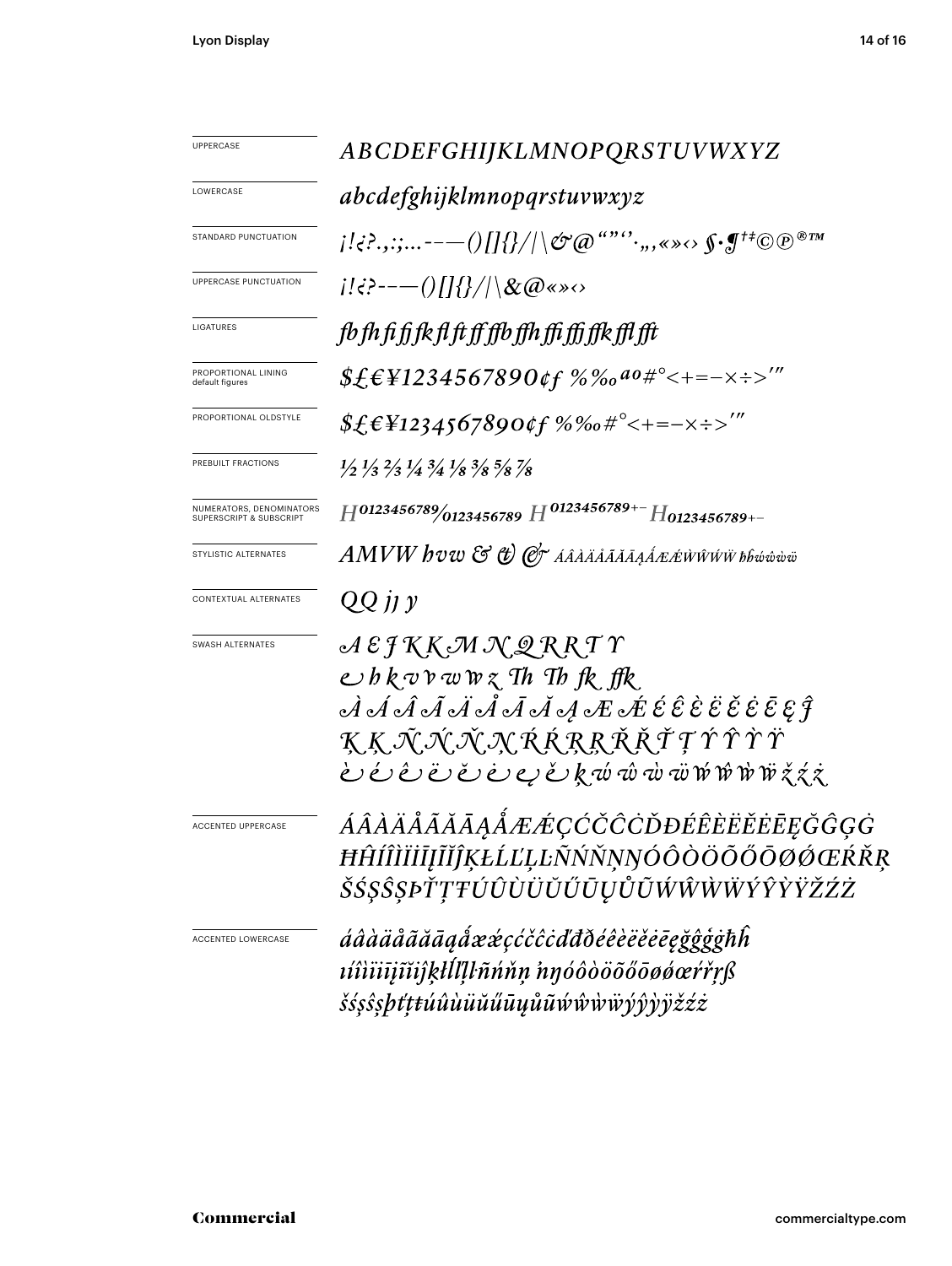| | |
|---|---|
| UPPERCASE | *ABCDEFGHIJKLMNOPQRSTUVWXYZ* |
| LOWERCASE | *abcdefghijklmnopqrstuvwxyz* |
| STANDARD PUNCTUATION | *¡!¿?.,:;...-–—()[]{}/\|\&@“”‘’·‚„«»‹› §•¶†‡©℗®™* |
| UPPERCASE PUNCTUATION | *¡!¿?-–—()[]{}/\|\&@«»‹›* |
| LIGATURES | *fb fh fi fj fk fl ft ff ffb ffh ffi ffj ffk ffl fft* |
| PROPORTIONAL LINING default figures | *$£€¥1234567890¢ƒ %‰ªº#°<+=−×÷>′″* |
| PROPORTIONAL OLDSTYLE | *$£€¥1234567890¢ƒ %‰#°<+=−×÷>′″* |
| PREBUILT FRACTIONS | *½ ⅓ ⅔ ¼ ¾ ⅛ ⅜ ⅝ ⅞* |
| NUMERATORS, DENOMINATORS SUPERSCRIPT & SUBSCRIPT | *H0123456789/0123456789 H0123456789+− H0123456789+−* |
| STYLISTIC ALTERNATES | *AMVW hvw & & & ÁÂÀÄÅÃĂĀĄǺÆǼẀŴẂẄ hhẃŵẁẅ* |
| CONTEXTUAL ALTERNATES | *QQ jj y* |
| SWASH ALTERNATES | *A E J K K M N Q R R T Y* <br> *e h k v v w w z Th Th fk ffk* <br> *À Á Â Ã Ä Å Ā Ă Ą Æ Ǽ É Ê È Ë Ĕ Ė Ē Ę Ĵ* <br> *Ķ Ķ Ñ Ń Ň Ņ Ŕ Ŕ Ŗ Ŗ Ř Ř Ť Ţ Ý Ŷ Ỳ Ÿ* <br> *è é ê ë ĕ ė ę ě ķ ẃ ŵ ẁ ẅ ẃ ŵ ẁ ẅ ž ź ż* |
| ACCENTED UPPERCASE | *ÁÂÀÄÅÃĂĀĄǺÆǼÇĆČĈĊĎĐÉÊÈËĔĖĒĘĞĜĢĠ* <br> *ĦĤÍÎÌÏĬİĪĮĨĴĶŁĹĽĻĿÑŃŇŅŊÓÔÒÖÕŐŌØǾŒŔŘŖ* <br> *ŠŚŞŜȘÞŤŢŦÚÛÙÜŬŰŪŲŮŨẂŴẀẄÝŶỲŸŽŹŻ* |
| ACCENTED LOWERCASE | *áâàäåãăāąǻæǽçćčĉċďđéêèëĕėēęğĝģġħĥ* <br> *ıíîìïĭīįĩĵķłĺľļŀñńňņŉŋóôòöõőōøǿœŕřŗß* <br> *šśşŝșþťţŧúûùüŭűūųůũẃŵẁẅýŷỳÿžźż* |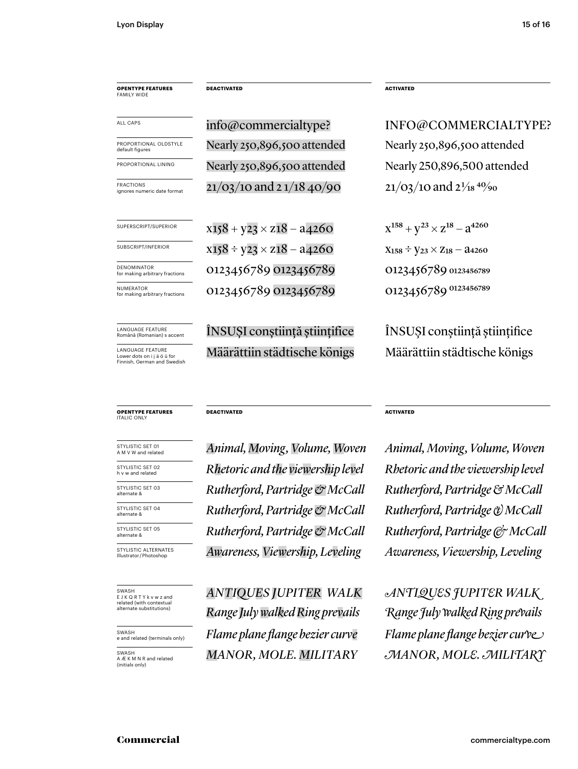| **OPENTYPE FEATURES** FAMILY WIDE | **DEACTIVATED** | **ACTIVATED** |
| --- | --- | --- |
| ALL CAPS | info@commercialtype? | INFO@COMMERCIALTYPE? |
| PROPORTIONAL OLDSTYLE default figures | Nearly 250,896,500 attended | Nearly 250,896,500 attended |
| PROPORTIONAL LINING | Nearly 250,896,500 attended | Nearly 250,896,500 attended |
| FRACTIONS ignores numeric date format | 21/03/10 and 2 1/18 40/90 | 21/03/10 and $2\frac{1}{18}$ $\frac{40}{90}$ |
| SUPERSCRIPT/SUPERIOR | x158 + y23 × z18 – a4260 | $x^{158} + y^{23} \times z^{18} - a^{4260}$ |
| SUBSCRIPT/INFERIOR | x158 ÷ y23 × z18 – a4260 | $x_{158} \div y_{23} \times z_{18} - a_{4260}$ |
| DENOMINATOR for making arbitrary fractions | 0123456789 0123456789 | 0123456789 $_{0123456789}$ |
| NUMERATOR for making arbitrary fractions | 0123456789 0123456789 | 0123456789 $^{0123456789}$ |
| LANGUAGE FEATURE Română (Romanian) s accent | ÎNSUŞI conştiinţă ştiinţifice | ÎNSUȘI conștiință științifice |
| LANGUAGE FEATURE Lower dots on i j ä ö ü for Finnish, German and Swedish | Määrättiin städtische königs | Määrättiin städtische königs |

| **OPENTYPE FEATURES** ITALIC ONLY | **DEACTIVATED** | **ACTIVATED** |
| --- | --- | --- |
| STYLISTIC SET 01 A M V W and related | *Animal, Moving, Volume, Woven* | *Animal, Moving, Volume, Woven* |
| STYLISTIC SET 02 h v w and related | *Rhetoric and the viewership level* | *Rhetoric and the viewership level* |
| STYLISTIC SET 03 alternate & | *Rutherford, Partridge & McCall* | *Rutherford, Partridge & McCall* |
| STYLISTIC SET 04 alternate & | *Rutherford, Partridge & McCall* | *Rutherford, Partridge & McCall* |
| STYLISTIC SET 05 alternate & | *Rutherford, Partridge & McCall* | *Rutherford, Partridge & McCall* |
| STYLISTIC ALTERNATES Illustrator/Photoshop | *Awareness, Viewership, Leveling* | *Awareness, Viewership, Leveling* |
| SWASH E J K Q R T Y k v w z and related (with contextual alternate substitutions) | *ANTIQUES JUPITER WALK Range July walked Ring prevails* | *ANTIQUES JUPITER WALK Range July walked Ring prevails* |
| SWASH e and related (terminals only) | *Flame plane flange bezier curve* | *Flame plane flange bezier curve* |
| SWASH A Æ K M N R and related (initials only) | *MANOR, MOLE. MILITARY* | *MANOR, MOLE. MILITARY* |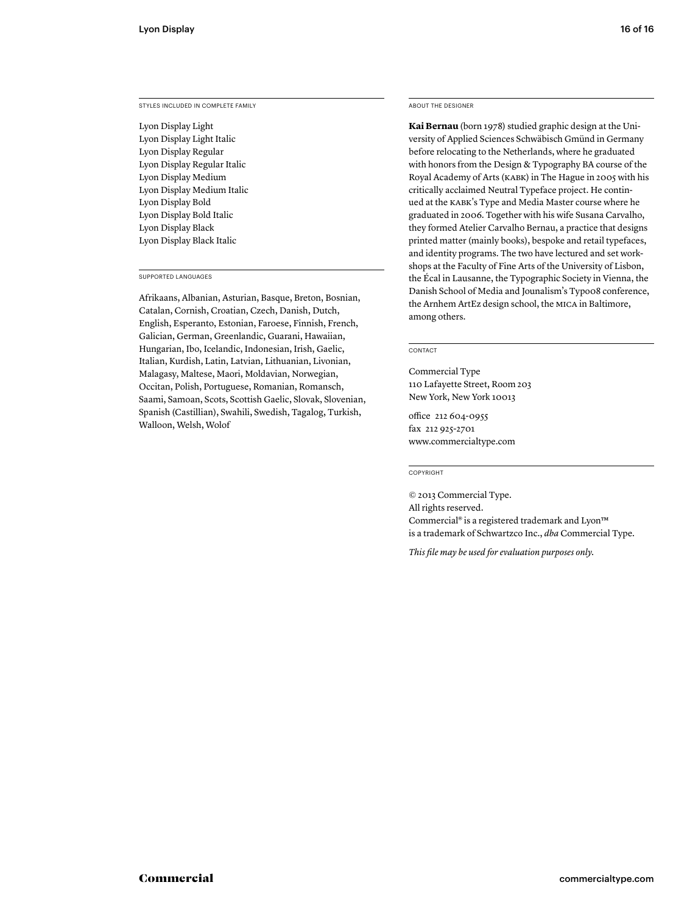## STYLES INCLUDED IN COMPLETE FAMILY

Lyon Display Light
Lyon Display Light Italic
Lyon Display Regular
Lyon Display Regular Italic
Lyon Display Medium
Lyon Display Medium Italic
Lyon Display Bold
Lyon Display Bold Italic
Lyon Display Black
Lyon Display Black Italic

## SUPPORTED LANGUAGES

Afrikaans, Albanian, Asturian, Basque, Breton, Bosnian, Catalan, Cornish, Croatian, Czech, Danish, Dutch, English, Esperanto, Estonian, Faroese, Finnish, French, Galician, German, Greenlandic, Guarani, Hawaiian, Hungarian, Ibo, Icelandic, Indonesian, Irish, Gaelic, Italian, Kurdish, Latin, Latvian, Lithuanian, Livonian, Malagasy, Maltese, Maori, Moldavian, Norwegian, Occitan, Polish, Portuguese, Romanian, Romansch, Saami, Samoan, Scots, Scottish Gaelic, Slovak, Slovenian, Spanish (Castillian), Swahili, Swedish, Tagalog, Turkish, Walloon, Welsh, Wolof

## ABOUT THE DESIGNER

**Kai Bernau** (born 1978) studied graphic design at the University of Applied Sciences Schwäbisch Gmünd in Germany before relocating to the Netherlands, where he graduated with honors from the Design & Typography BA course of the Royal Academy of Arts (KABK) in The Hague in 2005 with his critically acclaimed Neutral Typeface project. He continued at the KABK's Type and Media Master course where he graduated in 2006. Together with his wife Susana Carvalho, they formed Atelier Carvalho Bernau, a practice that designs printed matter (mainly books), bespoke and retail typefaces, and identity programs. The two have lectured and set workshops at the Faculty of Fine Arts of the University of Lisbon, the Écal in Lausanne, the Typographic Society in Vienna, the Danish School of Media and Jounalism's Typo08 conference, the Arnhem ArtEz design school, the MICA in Baltimore, among others.

## CONTACT

Commercial Type
110 Lafayette Street, Room 203
New York, New York 10013

office 212 604-0955
fax 212 925-2701
www.commercialtype.com

## COPYRIGHT

© 2013 Commercial Type.
All rights reserved.
Commercial® is a registered trademark and Lyon™ is a trademark of Schwartzco Inc., *dba* Commercial Type.

*This file may be used for evaluation purposes only.*